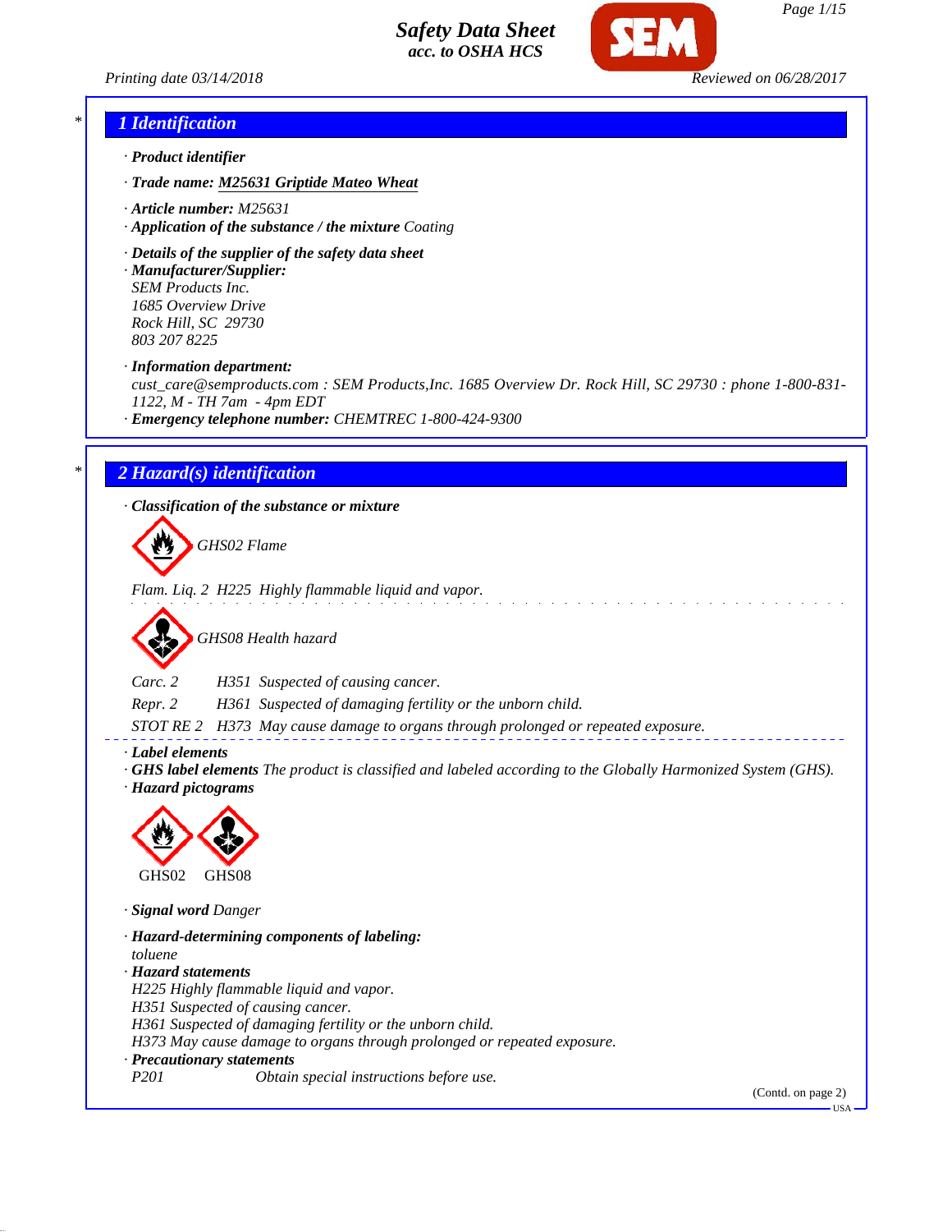# Safety Data Sheet
**acc. to OSHA HCS**

Printing date 03/14/2018 Reviewed on 06/28/2017

## 1 Identification

· **Product identifier**

· **Trade name:** **M25631 Griptide Mateo Wheat**

· **Article number:** M25631

· **Application of the substance / the mixture** Coating

· **Details of the supplier of the safety data sheet**

· **Manufacturer/Supplier:**
SEM Products Inc.
1685 Overview Drive
Rock Hill, SC 29730
803 207 8225

· **Information department:**
cust_care@semproducts.com : SEM Products,Inc. 1685 Overview Dr. Rock Hill, SC 29730 : phone 1-800-831-1122, M - TH 7am - 4pm EDT

· **Emergency telephone number:** CHEMTREC 1-800-424-9300

## 2 Hazard(s) identification

· **Classification of the substance or mixture**

GHS02 Flame

Flam. Liq. 2 H225 Highly flammable liquid and vapor.

GHS08 Health hazard

Carc. 2 H351 Suspected of causing cancer.

Repr. 2 H361 Suspected of damaging fertility or the unborn child.

STOT RE 2 H373 May cause damage to organs through prolonged or repeated exposure.

· **Label elements**

· **GHS label elements** The product is classified and labeled according to the Globally Harmonized System (GHS).

· **Hazard pictograms**

GHS02 GHS08

· **Signal word** Danger

· **Hazard-determining components of labeling:**
toluene

· **Hazard statements**
H225 Highly flammable liquid and vapor.
H351 Suspected of causing cancer.
H361 Suspected of damaging fertility or the unborn child.
H373 May cause damage to organs through prolonged or repeated exposure.

· **Precautionary statements**
P201 Obtain special instructions before use.

(Contd. on page 2)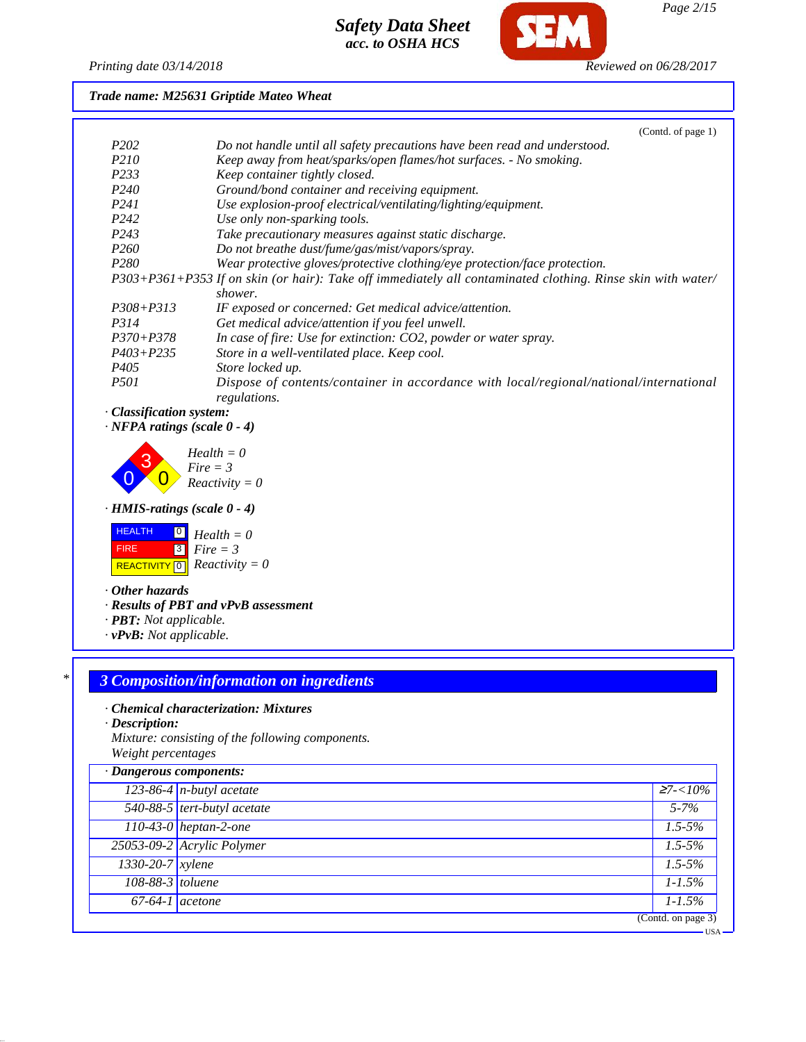Trade name: M25631 Griptide Mateo Wheat

(Contd. of page 1)

| | |
|---|---|
| P202 | Do not handle until all safety precautions have been read and understood. |
| P210 | Keep away from heat/sparks/open flames/hot surfaces. - No smoking. |
| P233 | Keep container tightly closed. |
| P240 | Ground/bond container and receiving equipment. |
| P241 | Use explosion-proof electrical/ventilating/lighting/equipment. |
| P242 | Use only non-sparking tools. |
| P243 | Take precautionary measures against static discharge. |
| P260 | Do not breathe dust/fume/gas/mist/vapors/spray. |
| P280 | Wear protective gloves/protective clothing/eye protection/face protection. |
| P303+P361+P353 | If on skin (or hair): Take off immediately all contaminated clothing. Rinse skin with water/shower. |
| P308+P313 | IF exposed or concerned: Get medical advice/attention. |
| P314 | Get medical advice/attention if you feel unwell. |
| P370+P378 | In case of fire: Use for extinction: CO2, powder or water spray. |
| P403+P235 | Store in a well-ventilated place. Keep cool. |
| P405 | Store locked up. |
| P501 | Dispose of contents/container in accordance with local/regional/national/international regulations. |

· **Classification system:**

· **NFPA ratings (scale 0 - 4)**

Health = 0
Fire = 3
Reactivity = 0

· **HMIS-ratings (scale 0 - 4)**

| | |
|---|---|
| HEALTH | 0 |
| FIRE | 3 |
| REACTIVITY | 0 |

Health = 0
Fire = 3
Reactivity = 0

· **Other hazards**

· **Results of PBT and vPvB assessment**

· **PBT:** Not applicable.

· **vPvB:** Not applicable.

## 3 Composition/information on ingredients

· **Chemical characterization: Mixtures**

· **Description:**

Mixture: consisting of the following components.

Weight percentages

· **Dangerous components:**

| CAS | Component | Weight % |
|---|---|---|
| 123-86-4 | n-butyl acetate | ≥7-<10% |
| 540-88-5 | tert-butyl acetate | 5-7% |
| 110-43-0 | heptan-2-one | 1.5-5% |
| 25053-09-2 | Acrylic Polymer | 1.5-5% |
| 1330-20-7 | xylene | 1.5-5% |
| 108-88-3 | toluene | 1-1.5% |
| 67-64-1 | acetone | 1-1.5% |

(Contd. on page 3)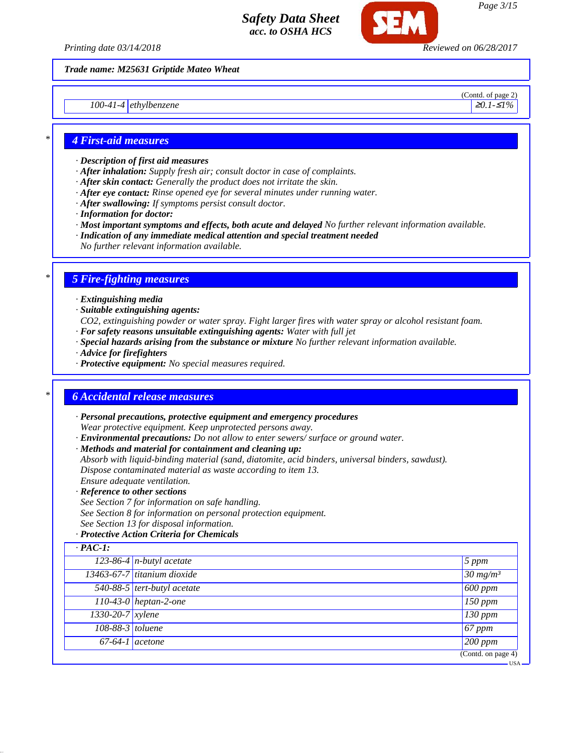**Trade name: M25631 Griptide Mateo Wheat**

(Contd. of page 2)

| | | |
|---|---|---|
| 100-41-4 | ethylbenzene | ≥0.1-≤1% |

## 4 First-aid measures

· **Description of first aid measures**
· **After inhalation:** Supply fresh air; consult doctor in case of complaints.
· **After skin contact:** Generally the product does not irritate the skin.
· **After eye contact:** Rinse opened eye for several minutes under running water.
· **After swallowing:** If symptoms persist consult doctor.
· **Information for doctor:**
· **Most important symptoms and effects, both acute and delayed** No further relevant information available.
· **Indication of any immediate medical attention and special treatment needed**
No further relevant information available.

## 5 Fire-fighting measures

· **Extinguishing media**
· **Suitable extinguishing agents:**
$CO_2$, extinguishing powder or water spray. Fight larger fires with water spray or alcohol resistant foam.
· **For safety reasons unsuitable extinguishing agents:** Water with full jet
· **Special hazards arising from the substance or mixture** No further relevant information available.
· **Advice for firefighters**
· **Protective equipment:** No special measures required.

## 6 Accidental release measures

· **Personal precautions, protective equipment and emergency procedures**
Wear protective equipment. Keep unprotected persons away.
· **Environmental precautions:** Do not allow to enter sewers/ surface or ground water.
· **Methods and material for containment and cleaning up:**
Absorb with liquid-binding material (sand, diatomite, acid binders, universal binders, sawdust).
Dispose contaminated material as waste according to item 13.
Ensure adequate ventilation.
· **Reference to other sections**
See Section 7 for information on safe handling.
See Section 8 for information on personal protection equipment.
See Section 13 for disposal information.
· **Protective Action Criteria for Chemicals**

| · **PAC-1:** | | |
|---|---|---|
| 123-86-4 | n-butyl acetate | 5 ppm |
| 13463-67-7 | titanium dioxide | 30 mg/m³ |
| 540-88-5 | tert-butyl acetate | 600 ppm |
| 110-43-0 | heptan-2-one | 150 ppm |
| 1330-20-7 | xylene | 130 ppm |
| 108-88-3 | toluene | 67 ppm |
| 67-64-1 | acetone | 200 ppm |

(Contd. on page 4)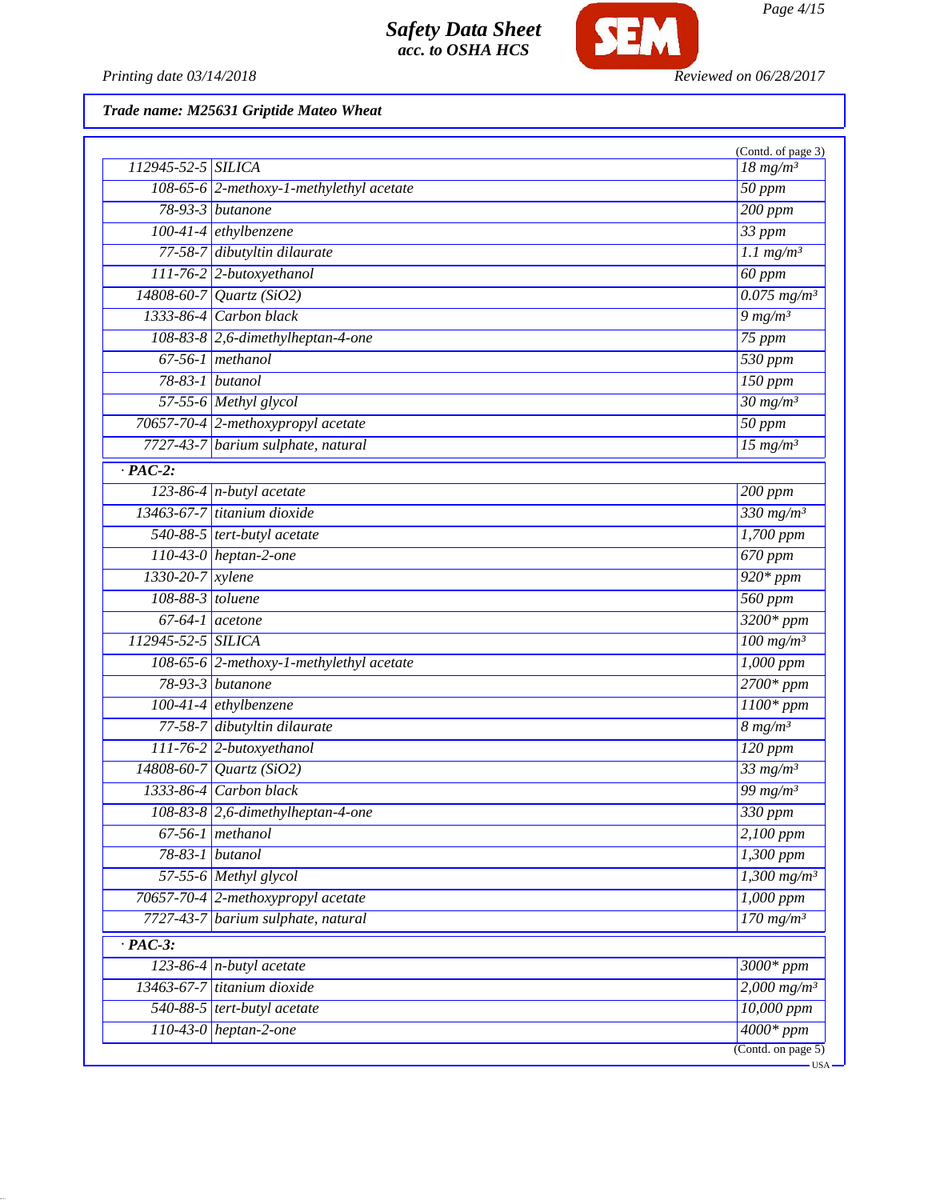**Trade name: M25631 Griptide Mateo Wheat**

(Contd. of page 3)

| | | |
|---|---|---|
| 112945-52-5 | SILICA | 18 mg/m³ |
| 108-65-6 | 2-methoxy-1-methylethyl acetate | 50 ppm |
| 78-93-3 | butanone | 200 ppm |
| 100-41-4 | ethylbenzene | 33 ppm |
| 77-58-7 | dibutyltin dilaurate | 1.1 mg/m³ |
| 111-76-2 | 2-butoxyethanol | 60 ppm |
| 14808-60-7 | Quartz (SiO2) | 0.075 mg/m³ |
| 1333-86-4 | Carbon black | 9 mg/m³ |
| 108-83-8 | 2,6-dimethylheptan-4-one | 75 ppm |
| 67-56-1 | methanol | 530 ppm |
| 78-83-1 | butanol | 150 ppm |
| 57-55-6 | Methyl glycol | 30 mg/m³ |
| 70657-70-4 | 2-methoxypropyl acetate | 50 ppm |
| 7727-43-7 | barium sulphate, natural | 15 mg/m³ |
| **· PAC-2:** | | |
| 123-86-4 | n-butyl acetate | 200 ppm |
| 13463-67-7 | titanium dioxide | 330 mg/m³ |
| 540-88-5 | tert-butyl acetate | 1,700 ppm |
| 110-43-0 | heptan-2-one | 670 ppm |
| 1330-20-7 | xylene | 920* ppm |
| 108-88-3 | toluene | 560 ppm |
| 67-64-1 | acetone | 3200* ppm |
| 112945-52-5 | SILICA | 100 mg/m³ |
| 108-65-6 | 2-methoxy-1-methylethyl acetate | 1,000 ppm |
| 78-93-3 | butanone | 2700* ppm |
| 100-41-4 | ethylbenzene | 1100* ppm |
| 77-58-7 | dibutyltin dilaurate | 8 mg/m³ |
| 111-76-2 | 2-butoxyethanol | 120 ppm |
| 14808-60-7 | Quartz (SiO2) | 33 mg/m³ |
| 1333-86-4 | Carbon black | 99 mg/m³ |
| 108-83-8 | 2,6-dimethylheptan-4-one | 330 ppm |
| 67-56-1 | methanol | 2,100 ppm |
| 78-83-1 | butanol | 1,300 ppm |
| 57-55-6 | Methyl glycol | 1,300 mg/m³ |
| 70657-70-4 | 2-methoxypropyl acetate | 1,000 ppm |
| 7727-43-7 | barium sulphate, natural | 170 mg/m³ |
| **· PAC-3:** | | |
| 123-86-4 | n-butyl acetate | 3000* ppm |
| 13463-67-7 | titanium dioxide | 2,000 mg/m³ |
| 540-88-5 | tert-butyl acetate | 10,000 ppm |
| 110-43-0 | heptan-2-one | 4000* ppm |

(Contd. on page 5)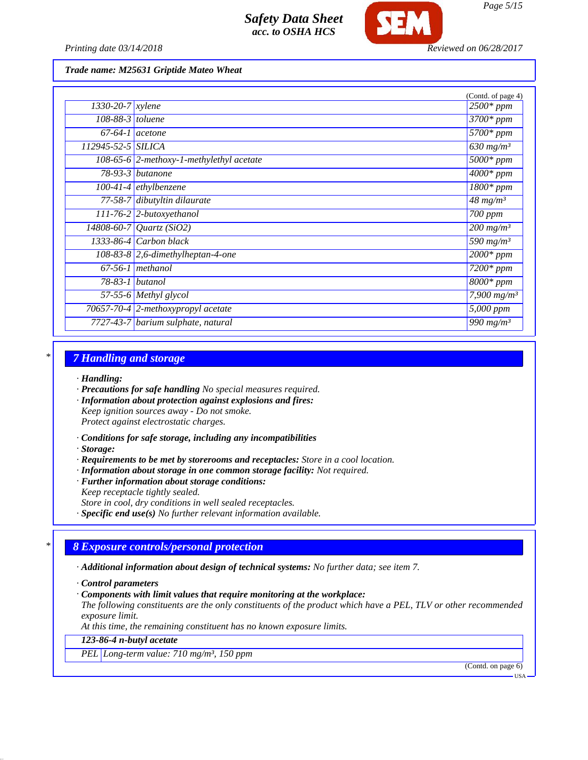**Trade name: M25631 Griptide Mateo Wheat**

(Contd. of page 4)

| | | |
|---|---|---|
| 1330-20-7 | xylene | 2500* ppm |
| 108-88-3 | toluene | 3700* ppm |
| 67-64-1 | acetone | 5700* ppm |
| 112945-52-5 | SILICA | 630 mg/m³ |
| 108-65-6 | 2-methoxy-1-methylethyl acetate | 5000* ppm |
| 78-93-3 | butanone | 4000* ppm |
| 100-41-4 | ethylbenzene | 1800* ppm |
| 77-58-7 | dibutyltin dilaurate | 48 mg/m³ |
| 111-76-2 | 2-butoxyethanol | 700 ppm |
| 14808-60-7 | Quartz ($SiO_2$) | 200 mg/m³ |
| 1333-86-4 | Carbon black | 590 mg/m³ |
| 108-83-8 | 2,6-dimethylheptan-4-one | 2000* ppm |
| 67-56-1 | methanol | 7200* ppm |
| 78-83-1 | butanol | 8000* ppm |
| 57-55-6 | Methyl glycol | 7,900 mg/m³ |
| 70657-70-4 | 2-methoxypropyl acetate | 5,000 ppm |
| 7727-43-7 | barium sulphate, natural | 990 mg/m³ |

## 7 Handling and storage

· **Handling:**
· **Precautions for safe handling** No special measures required.
· **Information about protection against explosions and fires:**
Keep ignition sources away - Do not smoke.
Protect against electrostatic charges.

· **Conditions for safe storage, including any incompatibilities**
· **Storage:**
· **Requirements to be met by storerooms and receptacles:** Store in a cool location.
· **Information about storage in one common storage facility:** Not required.
· **Further information about storage conditions:**
Keep receptacle tightly sealed.
Store in cool, dry conditions in well sealed receptacles.
· **Specific end use(s)** No further relevant information available.

## 8 Exposure controls/personal protection

· **Additional information about design of technical systems:** No further data; see item 7.

· **Control parameters**
· **Components with limit values that require monitoring at the workplace:**
The following constituents are the only constituents of the product which have a PEL, TLV or other recommended exposure limit.
At this time, the remaining constituent has no known exposure limits.

| **123-86-4 n-butyl acetate** | |
|---|---|
| PEL | Long-term value: 710 mg/m³, 150 ppm |

(Contd. on page 6)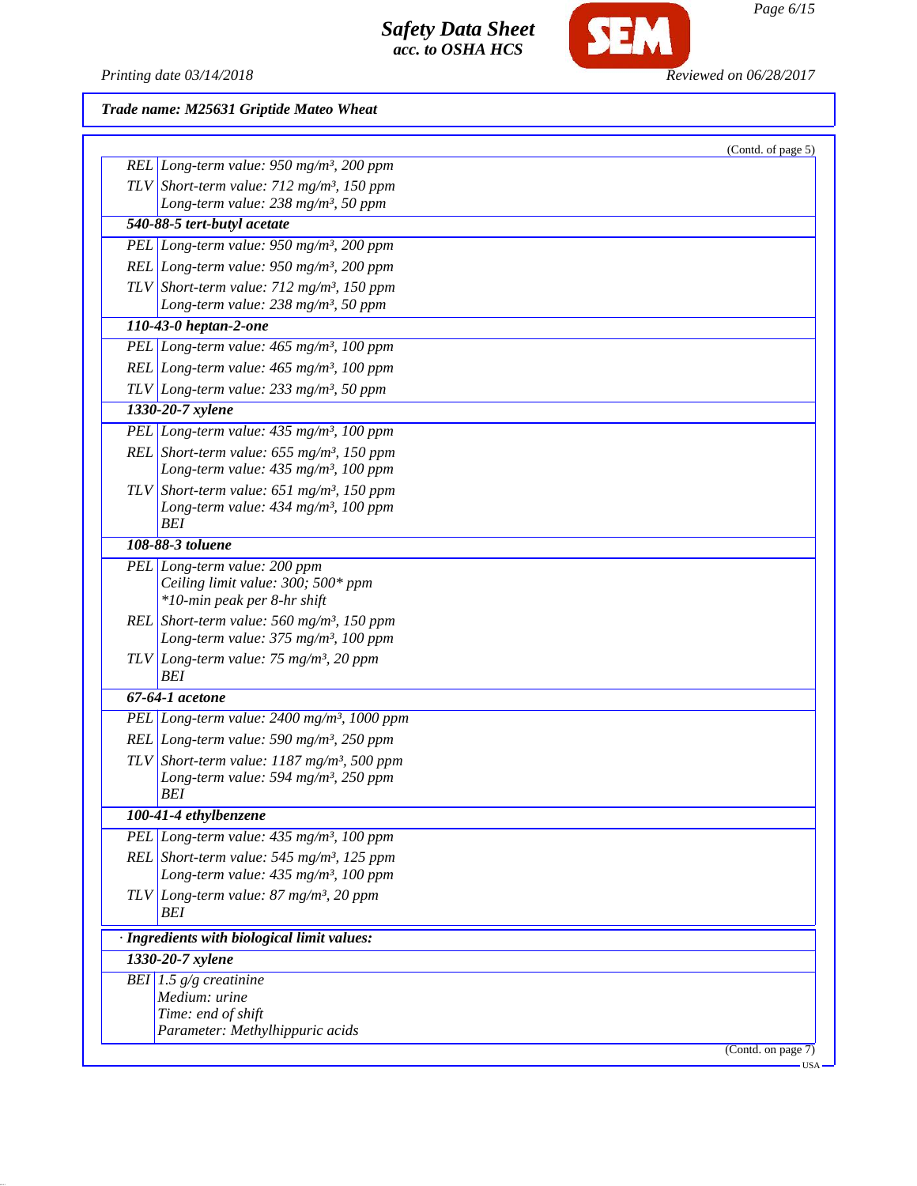**Trade name: M25631 Griptide Mateo Wheat**

(Contd. of page 5)

| | |
|---|---|
| REL | Long-term value: 950 mg/m³, 200 ppm |
| TLV | Short-term value: 712 mg/m³, 150 ppm<br>Long-term value: 238 mg/m³, 50 ppm |
| **540-88-5 tert-butyl acetate** | |
| PEL | Long-term value: 950 mg/m³, 200 ppm |
| REL | Long-term value: 950 mg/m³, 200 ppm |
| TLV | Short-term value: 712 mg/m³, 150 ppm<br>Long-term value: 238 mg/m³, 50 ppm |
| **110-43-0 heptan-2-one** | |
| PEL | Long-term value: 465 mg/m³, 100 ppm |
| REL | Long-term value: 465 mg/m³, 100 ppm |
| TLV | Long-term value: 233 mg/m³, 50 ppm |
| **1330-20-7 xylene** | |
| PEL | Long-term value: 435 mg/m³, 100 ppm |
| REL | Short-term value: 655 mg/m³, 150 ppm<br>Long-term value: 435 mg/m³, 100 ppm |
| TLV | Short-term value: 651 mg/m³, 150 ppm<br>Long-term value: 434 mg/m³, 100 ppm<br>BEI |
| **108-88-3 toluene** | |
| PEL | Long-term value: 200 ppm<br>Ceiling limit value: 300; 500* ppm<br>*10-min peak per 8-hr shift |
| REL | Short-term value: 560 mg/m³, 150 ppm<br>Long-term value: 375 mg/m³, 100 ppm |
| TLV | Long-term value: 75 mg/m³, 20 ppm<br>BEI |
| **67-64-1 acetone** | |
| PEL | Long-term value: 2400 mg/m³, 1000 ppm |
| REL | Long-term value: 590 mg/m³, 250 ppm |
| TLV | Short-term value: 1187 mg/m³, 500 ppm<br>Long-term value: 594 mg/m³, 250 ppm<br>BEI |
| **100-41-4 ethylbenzene** | |
| PEL | Long-term value: 435 mg/m³, 100 ppm |
| REL | Short-term value: 545 mg/m³, 125 ppm<br>Long-term value: 435 mg/m³, 100 ppm |
| TLV | Long-term value: 87 mg/m³, 20 ppm<br>BEI |

· **Ingredients with biological limit values:**

| | |
|---|---|
| **1330-20-7 xylene** | |
| BEI | 1.5 g/g creatinine<br>Medium: urine<br>Time: end of shift<br>Parameter: Methylhippuric acids |

(Contd. on page 7)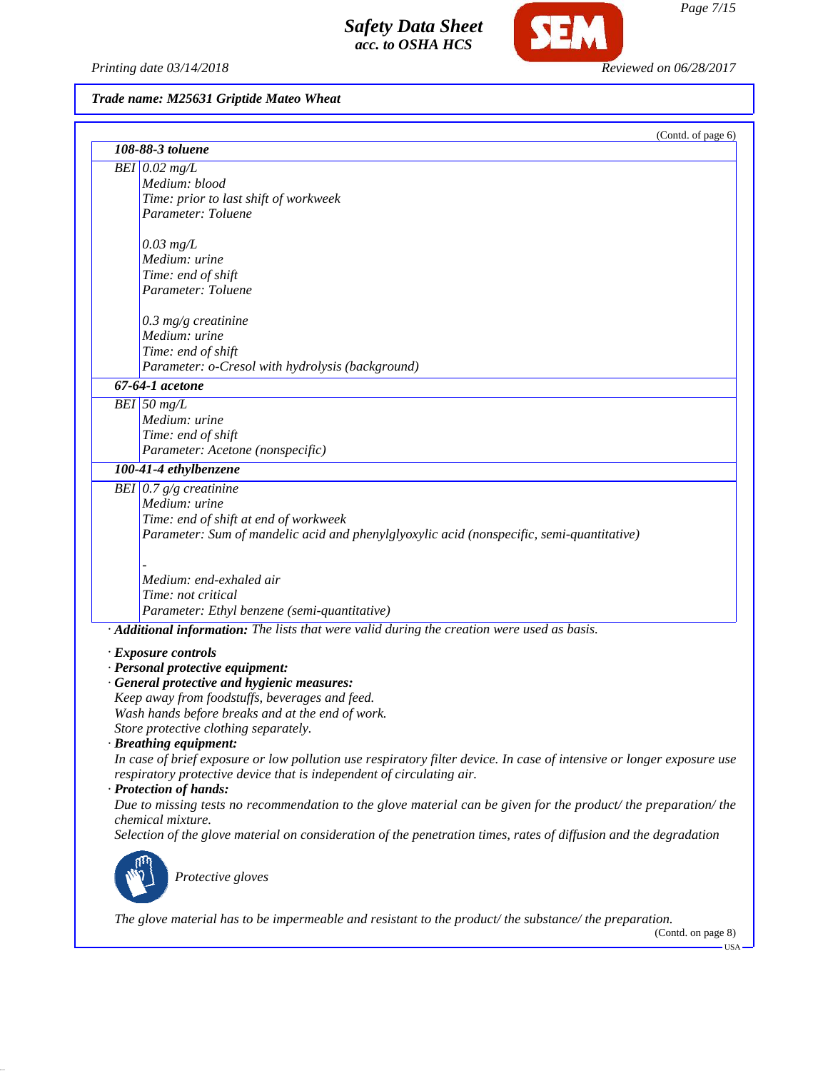Trade name: M25631 Griptide Mateo Wheat

(Contd. of page 6)

| **108-88-3 toluene** | |
|---|---|
| BEI | 0.02 mg/L<br>Medium: blood<br>Time: prior to last shift of workweek<br>Parameter: Toluene<br><br>0.03 mg/L<br>Medium: urine<br>Time: end of shift<br>Parameter: Toluene<br><br>0.3 mg/g creatinine<br>Medium: urine<br>Time: end of shift<br>Parameter: o-Cresol with hydrolysis (background) |
| **67-64-1 acetone** | |
| BEI | 50 mg/L<br>Medium: urine<br>Time: end of shift<br>Parameter: Acetone (nonspecific) |
| **100-41-4 ethylbenzene** | |
| BEI | 0.7 g/g creatinine<br>Medium: urine<br>Time: end of shift at end of workweek<br>Parameter: Sum of mandelic acid and phenylglyoxylic acid (nonspecific, semi-quantitative)<br><br>-<br>Medium: end-exhaled air<br>Time: not critical<br>Parameter: Ethyl benzene (semi-quantitative) |

· **Additional information:** The lists that were valid during the creation were used as basis.

· **Exposure controls**
· **Personal protective equipment:**
· **General protective and hygienic measures:**
Keep away from foodstuffs, beverages and feed.
Wash hands before breaks and at the end of work.
Store protective clothing separately.
· **Breathing equipment:**
In case of brief exposure or low pollution use respiratory filter device. In case of intensive or longer exposure use respiratory protective device that is independent of circulating air.
· **Protection of hands:**
Due to missing tests no recommendation to the glove material can be given for the product/ the preparation/ the chemical mixture.
Selection of the glove material on consideration of the penetration times, rates of diffusion and the degradation

Protective gloves

The glove material has to be impermeable and resistant to the product/ the substance/ the preparation.

(Contd. on page 8)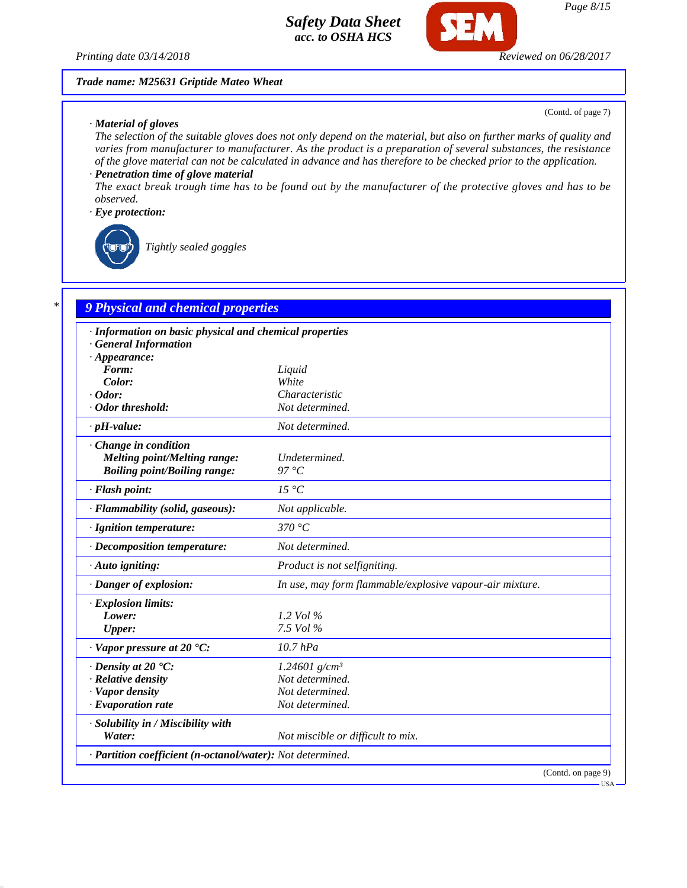**Trade name: M25631 Griptide Mateo Wheat**

(Contd. of page 7)

· **Material of gloves**
The selection of the suitable gloves does not only depend on the material, but also on further marks of quality and varies from manufacturer to manufacturer. As the product is a preparation of several substances, the resistance of the glove material can not be calculated in advance and has therefore to be checked prior to the application.

· **Penetration time of glove material**
The exact break trough time has to be found out by the manufacturer of the protective gloves and has to be observed.

· **Eye protection:**

Tightly sealed goggles

## 9 Physical and chemical properties

| | |
|---|---|
| · **Information on basic physical and chemical properties** | |
| · **General Information** | |
| · **Appearance:** | |
| **Form:** | Liquid |
| **Color:** | White |
| · **Odor:** | Characteristic |
| · **Odor threshold:** | Not determined. |
| · **pH-value:** | Not determined. |
| · **Change in condition** | |
| **Melting point/Melting range:** | Undetermined. |
| **Boiling point/Boiling range:** | 97 °C |
| · **Flash point:** | 15 °C |
| · **Flammability (solid, gaseous):** | Not applicable. |
| · **Ignition temperature:** | 370 °C |
| · **Decomposition temperature:** | Not determined. |
| · **Auto igniting:** | Product is not selfigniting. |
| · **Danger of explosion:** | In use, may form flammable/explosive vapour-air mixture. |
| · **Explosion limits:** | |
| **Lower:** | 1.2 Vol % |
| **Upper:** | 7.5 Vol % |
| · **Vapor pressure at 20 °C:** | 10.7 hPa |
| · **Density at 20 °C:** | 1.24601 g/cm³ |
| · **Relative density** | Not determined. |
| · **Vapor density** | Not determined. |
| · **Evaporation rate** | Not determined. |
| · **Solubility in / Miscibility with** | |
| **Water:** | Not miscible or difficult to mix. |
| · **Partition coefficient (n-octanol/water):** | Not determined. |

(Contd. on page 9)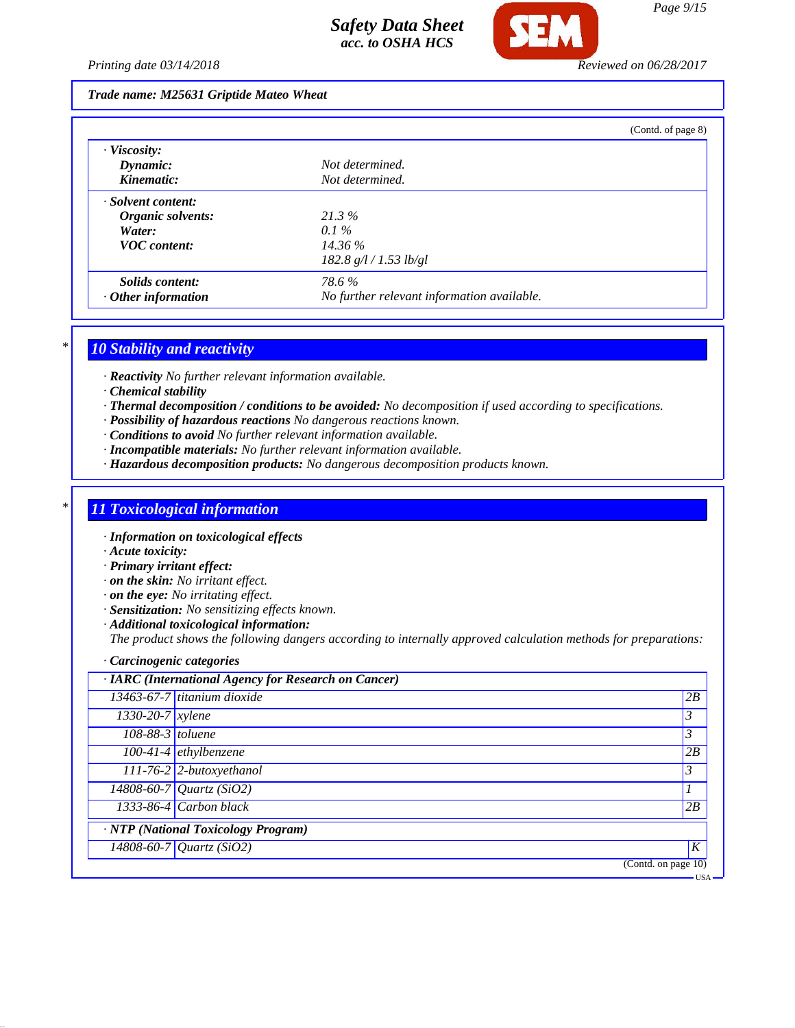**Trade name: M25631 Griptide Mateo Wheat**

(Contd. of page 8)

· **Viscosity:**

| | |
|---|---|
| **Dynamic:** | Not determined. |
| **Kinematic:** | Not determined. |

· **Solvent content:**

| | |
|---|---|
| **Organic solvents:** | 21.3 % |
| **Water:** | 0.1 % |
| **VOC content:** | 14.36 % |
| | 182.8 g/l / 1.53 lb/gl |
| **Solids content:** | 78.6 % |
| · **Other information** | No further relevant information available. |

\*

## 10 Stability and reactivity

· **Reactivity** No further relevant information available.
· **Chemical stability**
· **Thermal decomposition / conditions to be avoided:** No decomposition if used according to specifications.
· **Possibility of hazardous reactions** No dangerous reactions known.
· **Conditions to avoid** No further relevant information available.
· **Incompatible materials:** No further relevant information available.
· **Hazardous decomposition products:** No dangerous decomposition products known.

\*

## 11 Toxicological information

· **Information on toxicological effects**
· **Acute toxicity:**
· **Primary irritant effect:**
· **on the skin:** No irritant effect.
· **on the eye:** No irritating effect.
· **Sensitization:** No sensitizing effects known.
· **Additional toxicological information:**
The product shows the following dangers according to internally approved calculation methods for preparations:

· **Carcinogenic categories**

| · **IARC (International Agency for Research on Cancer)** | | |
|---|---|---|
| 13463-67-7 | titanium dioxide | 2B |
| 1330-20-7 | xylene | 3 |
| 108-88-3 | toluene | 3 |
| 100-41-4 | ethylbenzene | 2B |
| 111-76-2 | 2-butoxyethanol | 3 |
| 14808-60-7 | Quartz ($SiO_2$) | 1 |
| 1333-86-4 | Carbon black | 2B |

| · **NTP (National Toxicology Program)** | | |
|---|---|---|
| 14808-60-7 | Quartz ($SiO_2$) | K |

(Contd. on page 10)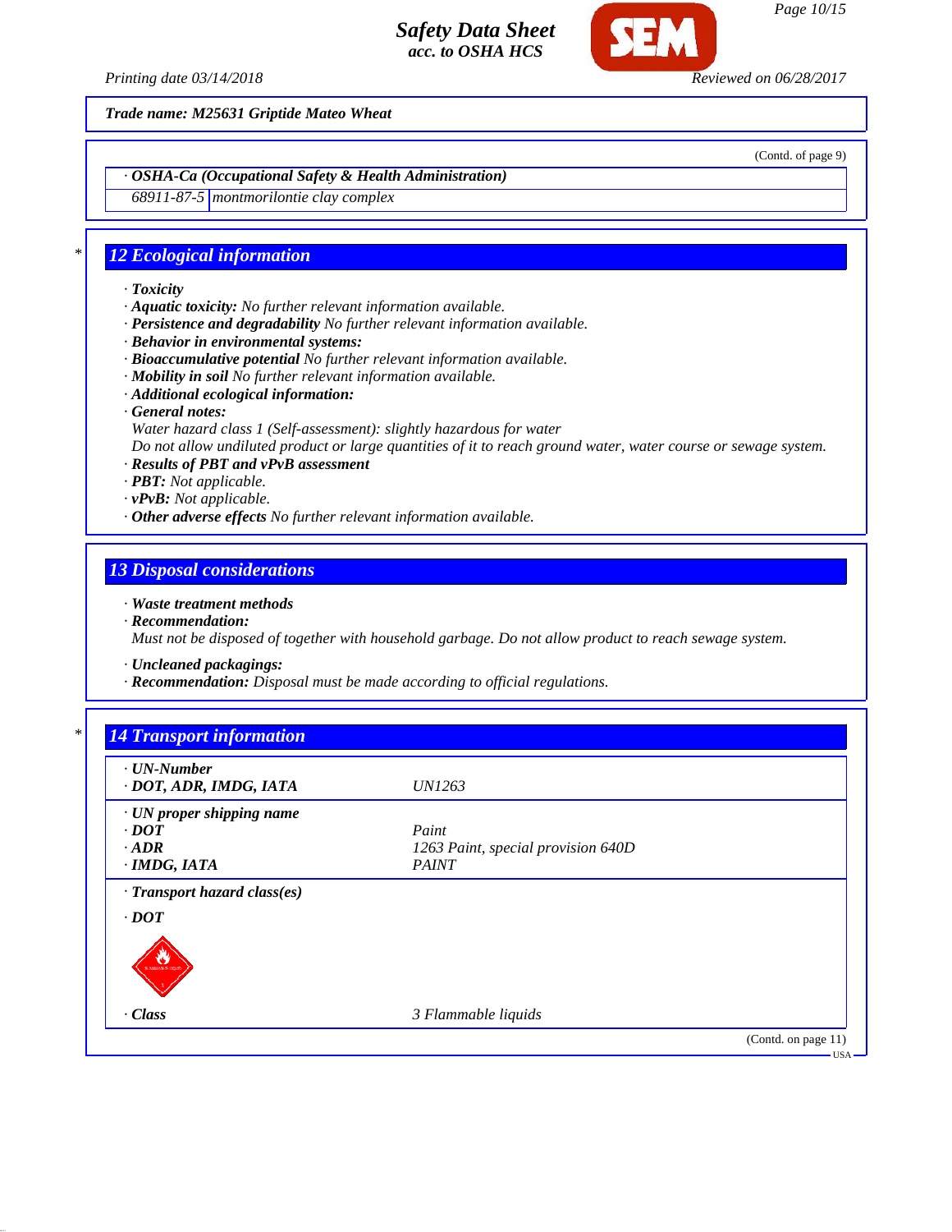Safety Data Sheet
acc. to OSHA HCS

Printing date 03/14/2018 Reviewed on 06/28/2017

**Trade name: M25631 Griptide Mateo Wheat**

(Contd. of page 9)

· **OSHA-Ca (Occupational Safety & Health Administration)**

| | |
|---|---|
| 68911-87-5 | montmorilontie clay complex |

## 12 Ecological information

· **Toxicity**
· **Aquatic toxicity:** No further relevant information available.
· **Persistence and degradability** No further relevant information available.
· **Behavior in environmental systems:**
· **Bioaccumulative potential** No further relevant information available.
· **Mobility in soil** No further relevant information available.
· **Additional ecological information:**
· **General notes:**
Water hazard class 1 (Self-assessment): slightly hazardous for water
Do not allow undiluted product or large quantities of it to reach ground water, water course or sewage system.
· **Results of PBT and vPvB assessment**
· **PBT:** Not applicable.
· **vPvB:** Not applicable.
· **Other adverse effects** No further relevant information available.

## 13 Disposal considerations

· **Waste treatment methods**
· **Recommendation:**
Must not be disposed of together with household garbage. Do not allow product to reach sewage system.

· **Uncleaned packagings:**
· **Recommendation:** Disposal must be made according to official regulations.

## 14 Transport information

| | |
|---|---|
| · **UN-Number** | |
| · **DOT, ADR, IMDG, IATA** | UN1263 |
| · **UN proper shipping name** | |
| · **DOT** | Paint |
| · **ADR** | 1263 Paint, special provision 640D |
| · **IMDG, IATA** | PAINT |
| · **Transport hazard class(es)** | |
| · **DOT** | |
| · **Class** | 3 Flammable liquids |

(Contd. on page 11)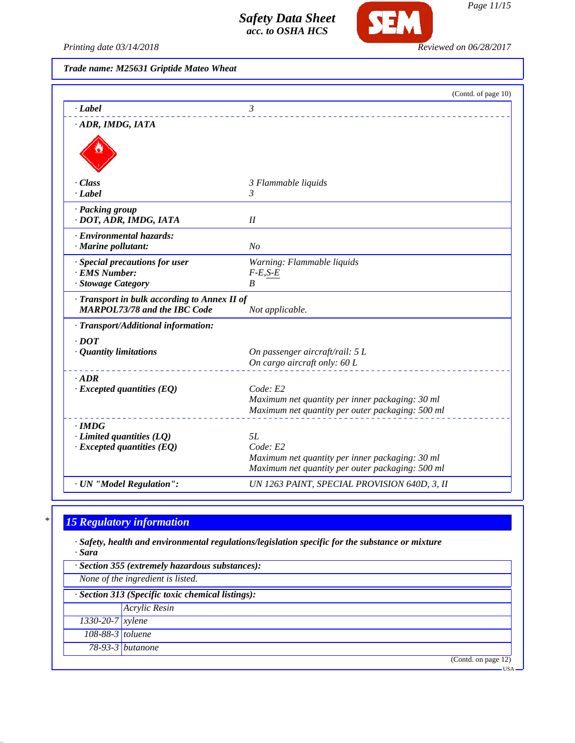Trade name: M25631 Griptide Mateo Wheat

(Contd. of page 10)

| | |
|---|---|
| · **Label** | 3 |
| · **ADR, IMDG, IATA** | |
| · **Class** | 3 Flammable liquids |
| · **Label** | 3 |
| · **Packing group** | |
| · **DOT, ADR, IMDG, IATA** | II |
| · **Environmental hazards:** | |
| · **Marine pollutant:** | No |
| · **Special precautions for user** | Warning: Flammable liquids |
| · **EMS Number:** | F-E,S-E |
| · **Stowage Category** | B |
| · **Transport in bulk according to Annex II of MARPOL73/78 and the IBC Code** | Not applicable. |
| · **Transport/Additional information:** | |
| · **DOT** | |
| · **Quantity limitations** | On passenger aircraft/rail: 5 L<br>On cargo aircraft only: 60 L |
| · **ADR** | |
| · **Excepted quantities (EQ)** | Code: E2<br>Maximum net quantity per inner packaging: 30 ml<br>Maximum net quantity per outer packaging: 500 ml |
| · **IMDG** | |
| · **Limited quantities (LQ)** | 5L |
| · **Excepted quantities (EQ)** | Code: E2<br>Maximum net quantity per inner packaging: 30 ml<br>Maximum net quantity per outer packaging: 500 ml |
| · **UN "Model Regulation":** | UN 1263 PAINT, SPECIAL PROVISION 640D, 3, II |

## 15 Regulatory information

· **Safety, health and environmental regulations/legislation specific for the substance or mixture**

· **Sara**

· **Section 355 (extremely hazardous substances):**

None of the ingredient is listed.

· **Section 313 (Specific toxic chemical listings):**

| | |
|---|---|
| | Acrylic Resin |
| 1330-20-7 | xylene |
| 108-88-3 | toluene |
| 78-93-3 | butanone |

(Contd. on page 12)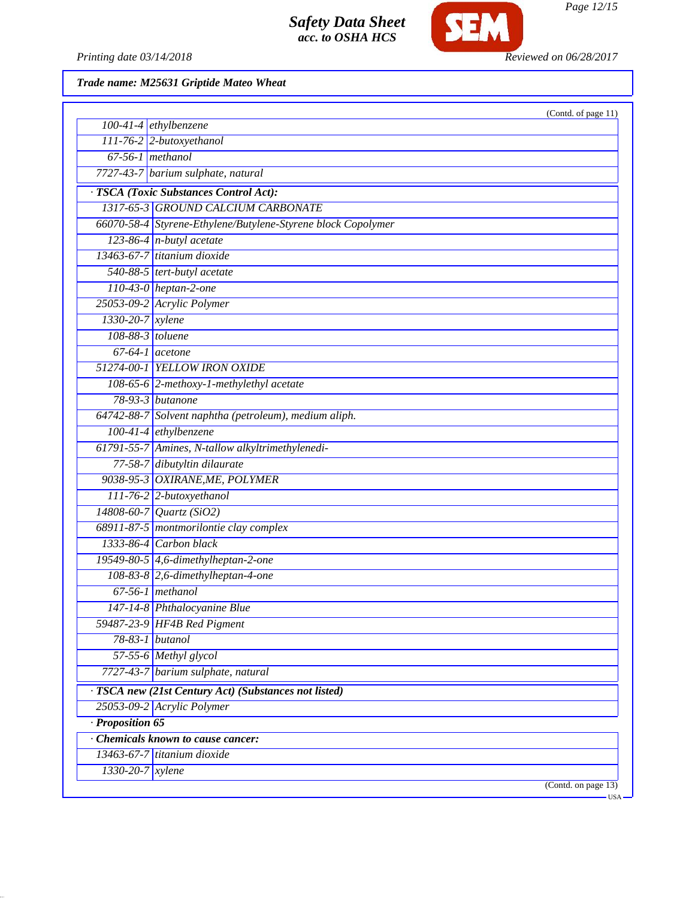**Trade name: M25631 Griptide Mateo Wheat**

(Contd. of page 11)

| | |
|---|---|
| 100-41-4 | ethylbenzene |
| 111-76-2 | 2-butoxyethanol |
| 67-56-1 | methanol |
| 7727-43-7 | barium sulphate, natural |

**· TSCA (Toxic Substances Control Act):**

| | |
|---|---|
| 1317-65-3 | GROUND CALCIUM CARBONATE |
| 66070-58-4 | Styrene-Ethylene/Butylene-Styrene block Copolymer |
| 123-86-4 | n-butyl acetate |
| 13463-67-7 | titanium dioxide |
| 540-88-5 | tert-butyl acetate |
| 110-43-0 | heptan-2-one |
| 25053-09-2 | Acrylic Polymer |
| 1330-20-7 | xylene |
| 108-88-3 | toluene |
| 67-64-1 | acetone |
| 51274-00-1 | YELLOW IRON OXIDE |
| 108-65-6 | 2-methoxy-1-methylethyl acetate |
| 78-93-3 | butanone |
| 64742-88-7 | Solvent naphtha (petroleum), medium aliph. |
| 100-41-4 | ethylbenzene |
| 61791-55-7 | Amines, N-tallow alkyltrimethylenedi- |
| 77-58-7 | dibutyltin dilaurate |
| 9038-95-3 | OXIRANE,ME, POLYMER |
| 111-76-2 | 2-butoxyethanol |
| 14808-60-7 | Quartz (SiO2) |
| 68911-87-5 | montmorilontie clay complex |
| 1333-86-4 | Carbon black |
| 19549-80-5 | 4,6-dimethylheptan-2-one |
| 108-83-8 | 2,6-dimethylheptan-4-one |
| 67-56-1 | methanol |
| 147-14-8 | Phthalocyanine Blue |
| 59487-23-9 | HF4B Red Pigment |
| 78-83-1 | butanol |
| 57-55-6 | Methyl glycol |
| 7727-43-7 | barium sulphate, natural |

**· TSCA new (21st Century Act) (Substances not listed)**

| | |
|---|---|
| 25053-09-2 | Acrylic Polymer |

**· Proposition 65**

**· Chemicals known to cause cancer:**

| | |
|---|---|
| 13463-67-7 | titanium dioxide |
| 1330-20-7 | xylene |

(Contd. on page 13)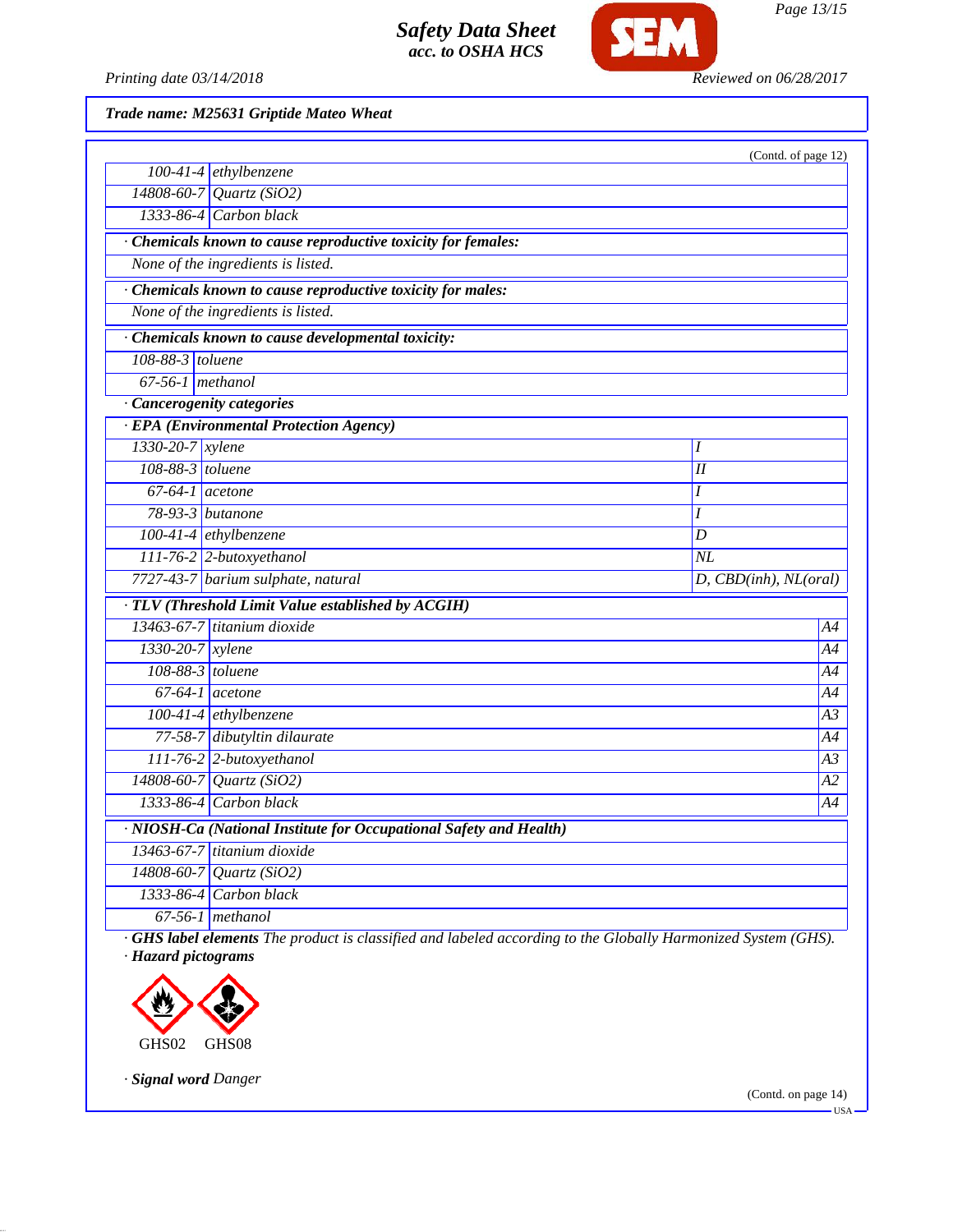**Trade name: M25631 Griptide Mateo Wheat**

(Contd. of page 12)

| | |
|---|---|
| 100-41-4 | ethylbenzene |
| 14808-60-7 | Quartz ($SiO_2$) |
| 1333-86-4 | Carbon black |

· **Chemicals known to cause reproductive toxicity for females:**

None of the ingredients is listed.

· **Chemicals known to cause reproductive toxicity for males:**

None of the ingredients is listed.

· **Chemicals known to cause developmental toxicity:**

| | |
|---|---|
| 108-88-3 | toluene |
| 67-56-1 | methanol |

· **Cancerogenity categories**

· **EPA (Environmental Protection Agency)**

| | | |
|---|---|---|
| 1330-20-7 | xylene | I |
| 108-88-3 | toluene | II |
| 67-64-1 | acetone | I |
| 78-93-3 | butanone | I |
| 100-41-4 | ethylbenzene | D |
| 111-76-2 | 2-butoxyethanol | NL |
| 7727-43-7 | barium sulphate, natural | D, CBD(inh), NL(oral) |

· **TLV (Threshold Limit Value established by ACGIH)**

| | | |
|---|---|---|
| 13463-67-7 | titanium dioxide | A4 |
| 1330-20-7 | xylene | A4 |
| 108-88-3 | toluene | A4 |
| 67-64-1 | acetone | A4 |
| 100-41-4 | ethylbenzene | A3 |
| 77-58-7 | dibutyltin dilaurate | A4 |
| 111-76-2 | 2-butoxyethanol | A3 |
| 14808-60-7 | Quartz ($SiO_2$) | A2 |
| 1333-86-4 | Carbon black | A4 |

· **NIOSH-Ca (National Institute for Occupational Safety and Health)**

| | |
|---|---|
| 13463-67-7 | titanium dioxide |
| 14808-60-7 | Quartz ($SiO_2$) |
| 1333-86-4 | Carbon black |
| 67-56-1 | methanol |

· **GHS label elements** The product is classified and labeled according to the Globally Harmonized System (GHS).

· **Hazard pictograms**

GHS02 GHS08

· **Signal word** Danger

(Contd. on page 14)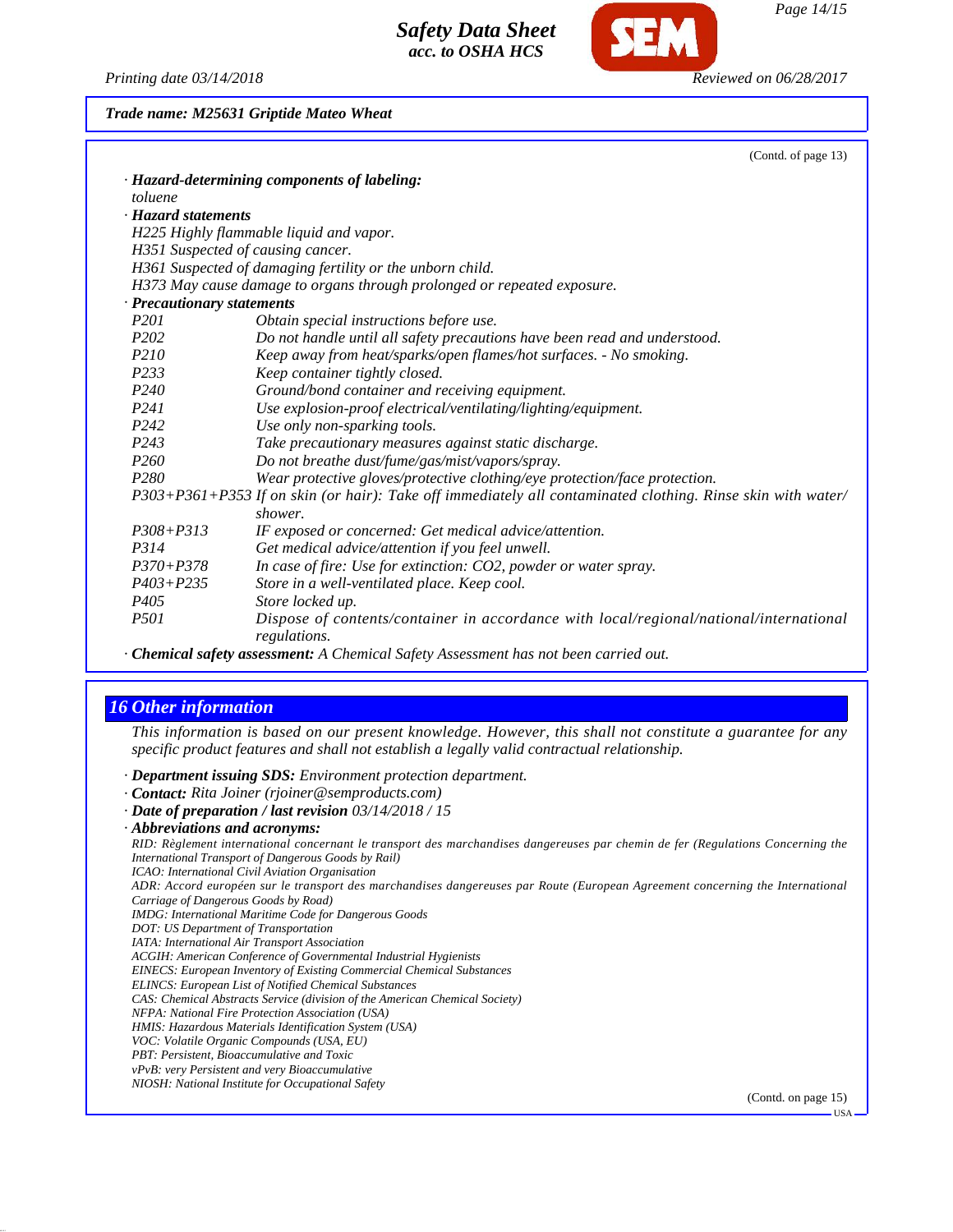Trade name: M25631 Griptide Mateo Wheat

(Contd. of page 13)

· **Hazard-determining components of labeling:**
toluene

· **Hazard statements**
H225 Highly flammable liquid and vapor.
H351 Suspected of causing cancer.
H361 Suspected of damaging fertility or the unborn child.
H373 May cause damage to organs through prolonged or repeated exposure.

· **Precautionary statements**

| | |
|---|---|
| P201 | Obtain special instructions before use. |
| P202 | Do not handle until all safety precautions have been read and understood. |
| P210 | Keep away from heat/sparks/open flames/hot surfaces. - No smoking. |
| P233 | Keep container tightly closed. |
| P240 | Ground/bond container and receiving equipment. |
| P241 | Use explosion-proof electrical/ventilating/lighting/equipment. |
| P242 | Use only non-sparking tools. |
| P243 | Take precautionary measures against static discharge. |
| P260 | Do not breathe dust/fume/gas/mist/vapors/spray. |
| P280 | Wear protective gloves/protective clothing/eye protection/face protection. |
| P303+P361+P353 | If on skin (or hair): Take off immediately all contaminated clothing. Rinse skin with water/shower. |
| P308+P313 | IF exposed or concerned: Get medical advice/attention. |
| P314 | Get medical advice/attention if you feel unwell. |
| P370+P378 | In case of fire: Use for extinction: CO2, powder or water spray. |
| P403+P235 | Store in a well-ventilated place. Keep cool. |
| P405 | Store locked up. |
| P501 | Dispose of contents/container in accordance with local/regional/national/international regulations. |

· **Chemical safety assessment:** A Chemical Safety Assessment has not been carried out.

## 16 Other information

This information is based on our present knowledge. However, this shall not constitute a guarantee for any specific product features and shall not establish a legally valid contractual relationship.

· **Department issuing SDS:** Environment protection department.
· **Contact:** Rita Joiner (rjoiner@semproducts.com)
· **Date of preparation / last revision** 03/14/2018 / 15
· **Abbreviations and acronyms:**
RID: Règlement international concernant le transport des marchandises dangereuses par chemin de fer (Regulations Concerning the International Transport of Dangerous Goods by Rail)
ICAO: International Civil Aviation Organisation
ADR: Accord européen sur le transport des marchandises dangereuses par Route (European Agreement concerning the International Carriage of Dangerous Goods by Road)
IMDG: International Maritime Code for Dangerous Goods
DOT: US Department of Transportation
IATA: International Air Transport Association
ACGIH: American Conference of Governmental Industrial Hygienists
EINECS: European Inventory of Existing Commercial Chemical Substances
ELINCS: European List of Notified Chemical Substances
CAS: Chemical Abstracts Service (division of the American Chemical Society)
NFPA: National Fire Protection Association (USA)
HMIS: Hazardous Materials Identification System (USA)
VOC: Volatile Organic Compounds (USA, EU)
PBT: Persistent, Bioaccumulative and Toxic
vPvB: very Persistent and very Bioaccumulative
NIOSH: National Institute for Occupational Safety

(Contd. on page 15)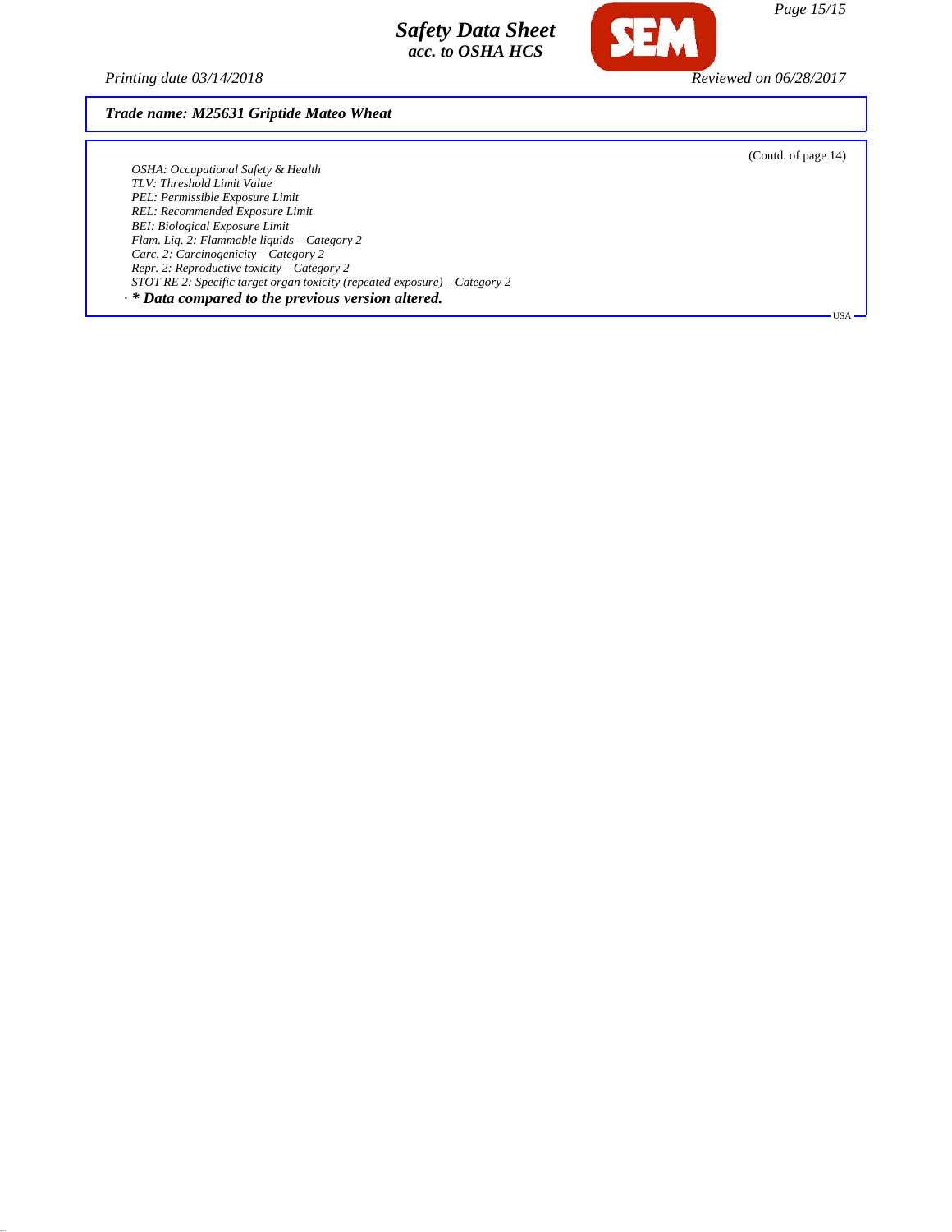**Trade name: M25631 Griptide Mateo Wheat**

(Contd. of page 14)

*OSHA: Occupational Safety & Health*
*TLV: Threshold Limit Value*
*PEL: Permissible Exposure Limit*
*REL: Recommended Exposure Limit*
*BEI: Biological Exposure Limit*
*Flam. Liq. 2: Flammable liquids – Category 2*
*Carc. 2: Carcinogenicity – Category 2*
*Repr. 2: Reproductive toxicity – Category 2*
*STOT RE 2: Specific target organ toxicity (repeated exposure) – Category 2*

· ***** Data compared to the previous version altered.**

USA